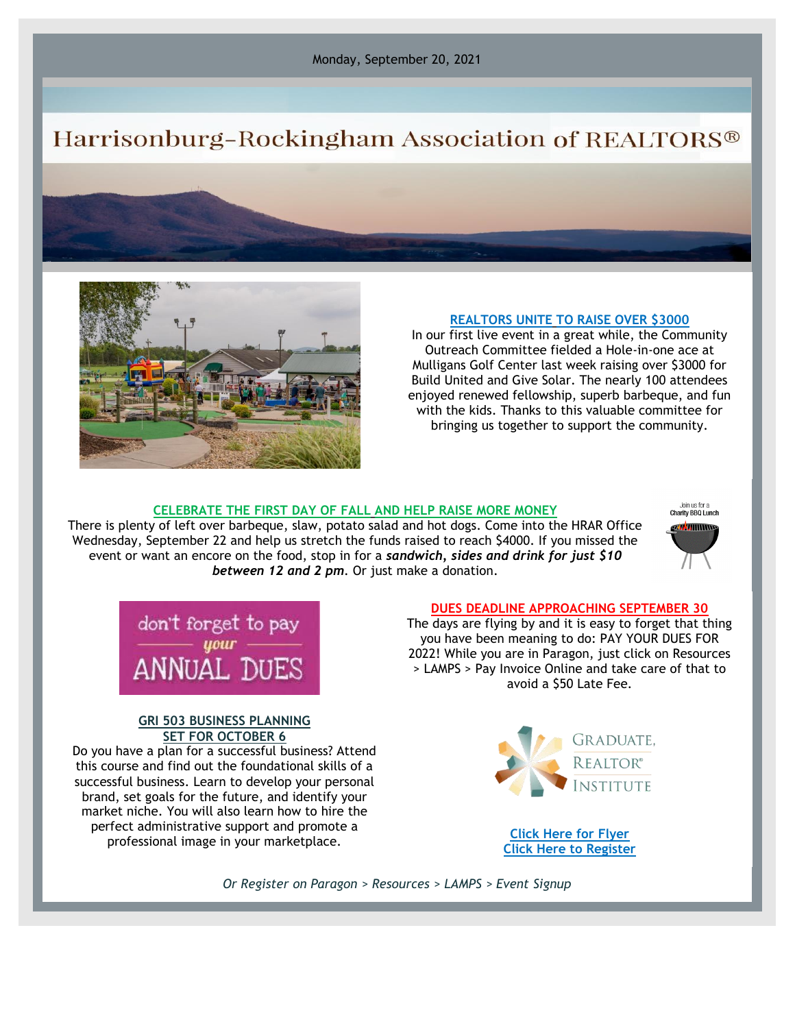Monday, September 20, 2021

# Harrisonburg-Rockingham Association of REALTORS®

## REALTORS UNITE TO RAISE OVER $3000

In our first live event in a great while, the Community Outreach Committee fielded a Hole-in-one ace at Mulligans Golf Center last week raising over $3000 for Build United and Give Solar. The nearly 100 attendees enjoyed renewed fellowship, superb barbeque, and fun with the kids. Thanks to this valuable committee for bringing us together to support the community.

## CELEBRATE THE FIRST DAY OF FALL AND HELP RAISE MORE MONEY

There is plenty of left over barbeque, slaw, potato salad and hot dogs. Come into the HRAR Office Wednesday, September 22 and help us stretch the funds raised to reach $4000. If you missed the event or want an encore on the food, stop in for a ***sandwich, sides and drink for just $10 between 12 and 2 pm***. Or just make a donation.

Join us for a Charity BBQ Lunch

don't forget to pay *your* ANNUAL DUES

## DUES DEADLINE APPROACHING SEPTEMBER 30

The days are flying by and it is easy to forget that thing you have been meaning to do: PAY YOUR DUES FOR 2022! While you are in Paragon, just click on Resources > LAMPS > Pay Invoice Online and take care of that to avoid a $50 Late Fee.

## GRI 503 BUSINESS PLANNING SET FOR OCTOBER 6

Do you have a plan for a successful business? Attend this course and find out the foundational skills of a successful business. Learn to develop your personal brand, set goals for the future, and identify your market niche. You will also learn how to hire the perfect administrative support and promote a professional image in your marketplace.

GRADUATE, REALTOR® INSTITUTE

Click Here for Flyer
Click Here to Register

*Or Register on Paragon > Resources > LAMPS > Event Signup*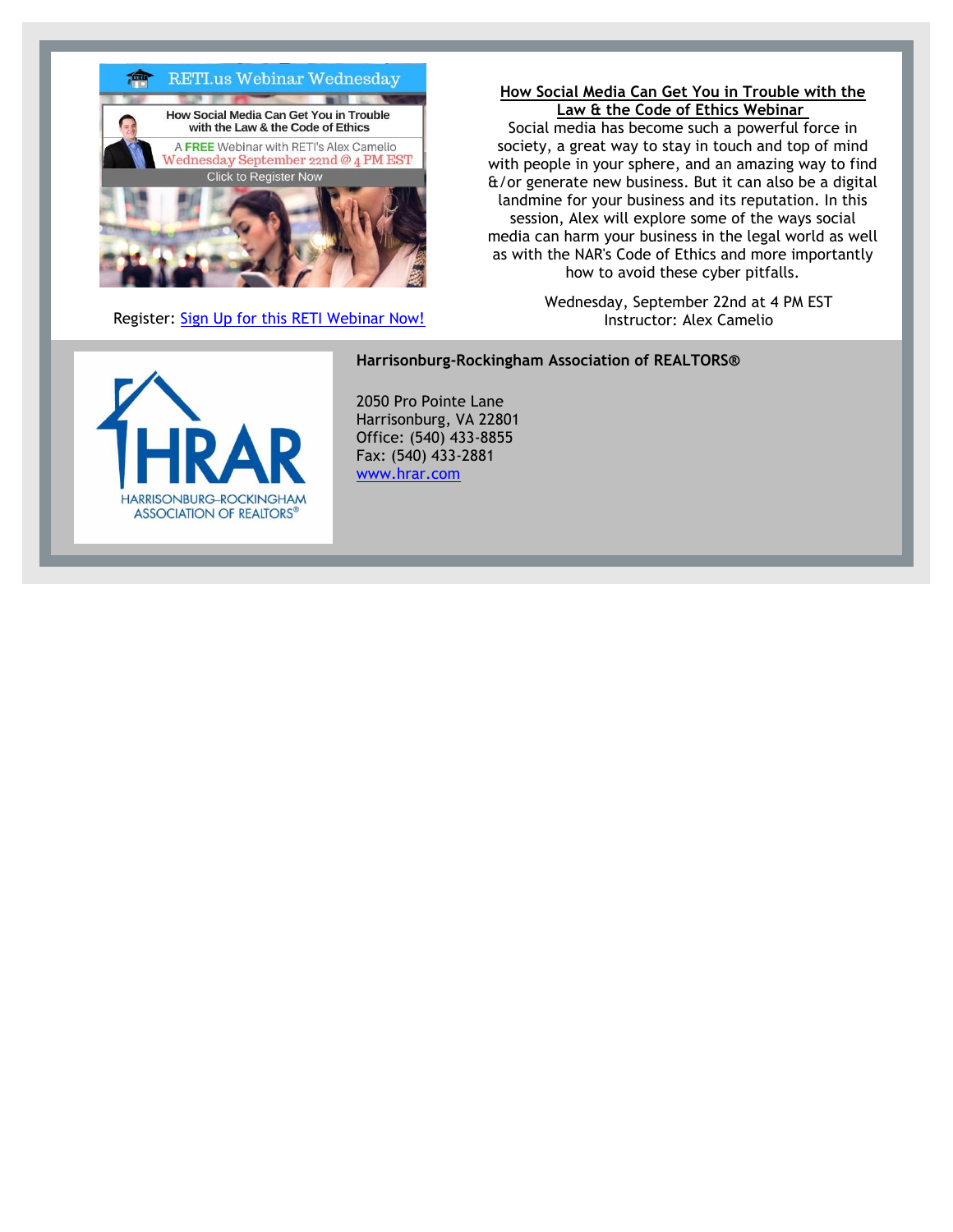**How Social Media Can Get You in Trouble with the Law & the Code of Ethics Webinar**

Social media has become such a powerful force in society, a great way to stay in touch and top of mind with people in your sphere, and an amazing way to find &/or generate new business. But it can also be a digital landmine for your business and its reputation. In this session, Alex will explore some of the ways social media can harm your business in the legal world as well as with the NAR's Code of Ethics and more importantly how to avoid these cyber pitfalls.

Wednesday, September 22nd at 4 PM EST
Instructor: Alex Camelio

Register: [Sign Up for this RETI Webinar Now!]

**Harrisonburg-Rockingham Association of REALTORS®**

2050 Pro Pointe Lane
Harrisonburg, VA 22801
Office: (540) 433-8855
Fax: (540) 433-2881
www.hrar.com